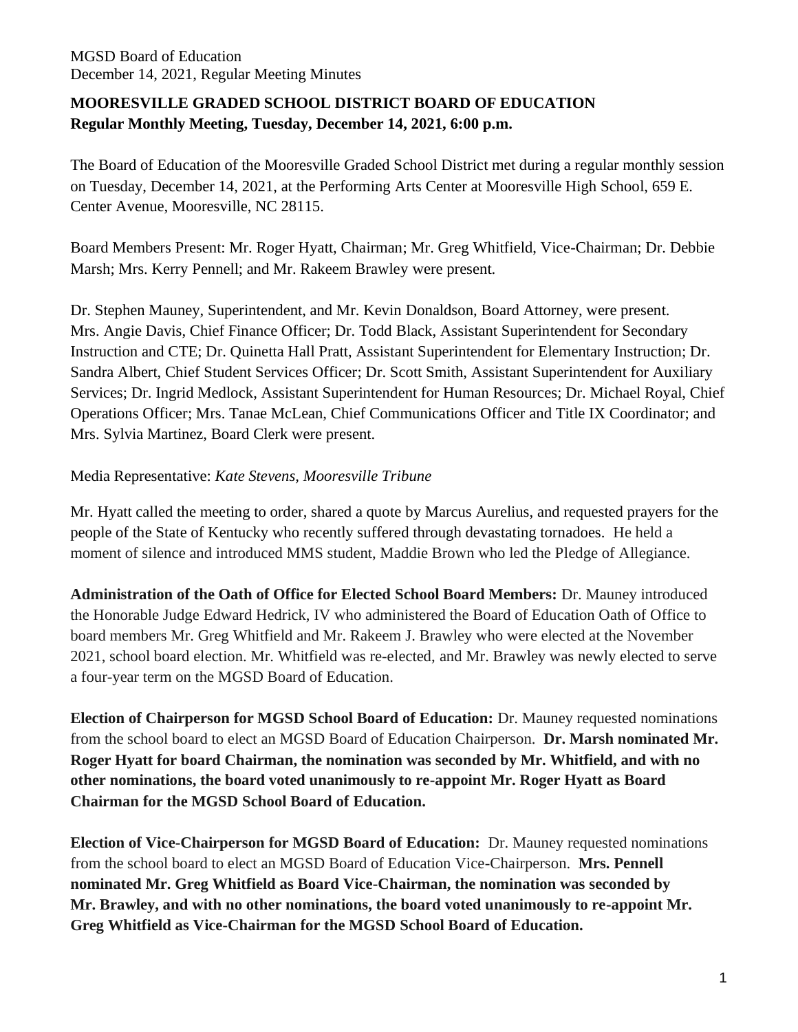## MOORESVILLE GRADED SCHOOL DISTRICT BOARD OF EDUCATION
**Regular Monthly Meeting, Tuesday, December 14, 2021, 6:00 p.m.**

The Board of Education of the Mooresville Graded School District met during a regular monthly session on Tuesday, December 14, 2021, at the Performing Arts Center at Mooresville High School, 659 E. Center Avenue, Mooresville, NC 28115.

Board Members Present: Mr. Roger Hyatt, Chairman; Mr. Greg Whitfield, Vice-Chairman; Dr. Debbie Marsh; Mrs. Kerry Pennell; and Mr. Rakeem Brawley were present.

Dr. Stephen Mauney, Superintendent, and Mr. Kevin Donaldson, Board Attorney, were present. Mrs. Angie Davis, Chief Finance Officer; Dr. Todd Black, Assistant Superintendent for Secondary Instruction and CTE; Dr. Quinetta Hall Pratt, Assistant Superintendent for Elementary Instruction; Dr. Sandra Albert, Chief Student Services Officer; Dr. Scott Smith, Assistant Superintendent for Auxiliary Services; Dr. Ingrid Medlock, Assistant Superintendent for Human Resources; Dr. Michael Royal, Chief Operations Officer; Mrs. Tanae McLean, Chief Communications Officer and Title IX Coordinator; and Mrs. Sylvia Martinez, Board Clerk were present.

Media Representative: *Kate Stevens, Mooresville Tribune*

Mr. Hyatt called the meeting to order, shared a quote by Marcus Aurelius, and requested prayers for the people of the State of Kentucky who recently suffered through devastating tornadoes. He held a moment of silence and introduced MMS student, Maddie Brown who led the Pledge of Allegiance.

**Administration of the Oath of Office for Elected School Board Members:** Dr. Mauney introduced the Honorable Judge Edward Hedrick, IV who administered the Board of Education Oath of Office to board members Mr. Greg Whitfield and Mr. Rakeem J. Brawley who were elected at the November 2021, school board election. Mr. Whitfield was re-elected, and Mr. Brawley was newly elected to serve a four-year term on the MGSD Board of Education.

**Election of Chairperson for MGSD School Board of Education:** Dr. Mauney requested nominations from the school board to elect an MGSD Board of Education Chairperson. **Dr. Marsh nominated Mr. Roger Hyatt for board Chairman, the nomination was seconded by Mr. Whitfield, and with no other nominations, the board voted unanimously to re-appoint Mr. Roger Hyatt as Board Chairman for the MGSD School Board of Education.**

**Election of Vice-Chairperson for MGSD Board of Education:** Dr. Mauney requested nominations from the school board to elect an MGSD Board of Education Vice-Chairperson. **Mrs. Pennell nominated Mr. Greg Whitfield as Board Vice-Chairman, the nomination was seconded by Mr. Brawley, and with no other nominations, the board voted unanimously to re-appoint Mr. Greg Whitfield as Vice-Chairman for the MGSD School Board of Education.**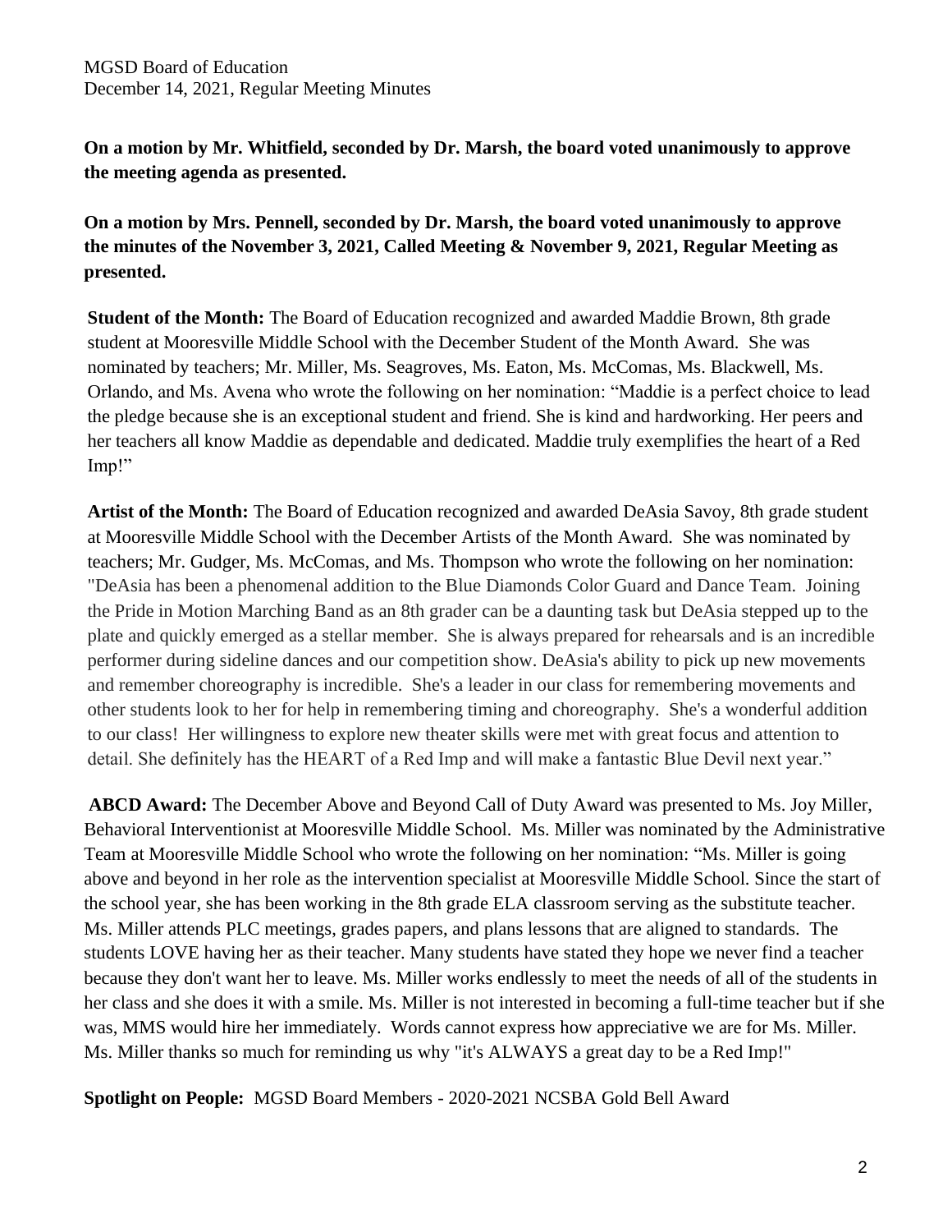**On a motion by Mr. Whitfield, seconded by Dr. Marsh, the board voted unanimously to approve the meeting agenda as presented.**

**On a motion by Mrs. Pennell, seconded by Dr. Marsh, the board voted unanimously to approve the minutes of the November 3, 2021, Called Meeting & November 9, 2021, Regular Meeting as presented.**

**Student of the Month:** The Board of Education recognized and awarded Maddie Brown, 8th grade student at Mooresville Middle School with the December Student of the Month Award. She was nominated by teachers; Mr. Miller, Ms. Seagroves, Ms. Eaton, Ms. McComas, Ms. Blackwell, Ms. Orlando, and Ms. Avena who wrote the following on her nomination: "Maddie is a perfect choice to lead the pledge because she is an exceptional student and friend. She is kind and hardworking. Her peers and her teachers all know Maddie as dependable and dedicated. Maddie truly exemplifies the heart of a Red Imp!"

**Artist of the Month:** The Board of Education recognized and awarded DeAsia Savoy, 8th grade student at Mooresville Middle School with the December Artists of the Month Award. She was nominated by teachers; Mr. Gudger, Ms. McComas, and Ms. Thompson who wrote the following on her nomination: "DeAsia has been a phenomenal addition to the Blue Diamonds Color Guard and Dance Team. Joining the Pride in Motion Marching Band as an 8th grader can be a daunting task but DeAsia stepped up to the plate and quickly emerged as a stellar member. She is always prepared for rehearsals and is an incredible performer during sideline dances and our competition show. DeAsia's ability to pick up new movements and remember choreography is incredible. She's a leader in our class for remembering movements and other students look to her for help in remembering timing and choreography. She's a wonderful addition to our class! Her willingness to explore new theater skills were met with great focus and attention to detail. She definitely has the HEART of a Red Imp and will make a fantastic Blue Devil next year."

**ABCD Award:** The December Above and Beyond Call of Duty Award was presented to Ms. Joy Miller, Behavioral Interventionist at Mooresville Middle School. Ms. Miller was nominated by the Administrative Team at Mooresville Middle School who wrote the following on her nomination: "Ms. Miller is going above and beyond in her role as the intervention specialist at Mooresville Middle School. Since the start of the school year, she has been working in the 8th grade ELA classroom serving as the substitute teacher. Ms. Miller attends PLC meetings, grades papers, and plans lessons that are aligned to standards. The students LOVE having her as their teacher. Many students have stated they hope we never find a teacher because they don't want her to leave. Ms. Miller works endlessly to meet the needs of all of the students in her class and she does it with a smile. Ms. Miller is not interested in becoming a full-time teacher but if she was, MMS would hire her immediately. Words cannot express how appreciative we are for Ms. Miller. Ms. Miller thanks so much for reminding us why "it's ALWAYS a great day to be a Red Imp!"

**Spotlight on People:** MGSD Board Members - 2020-2021 NCSBA Gold Bell Award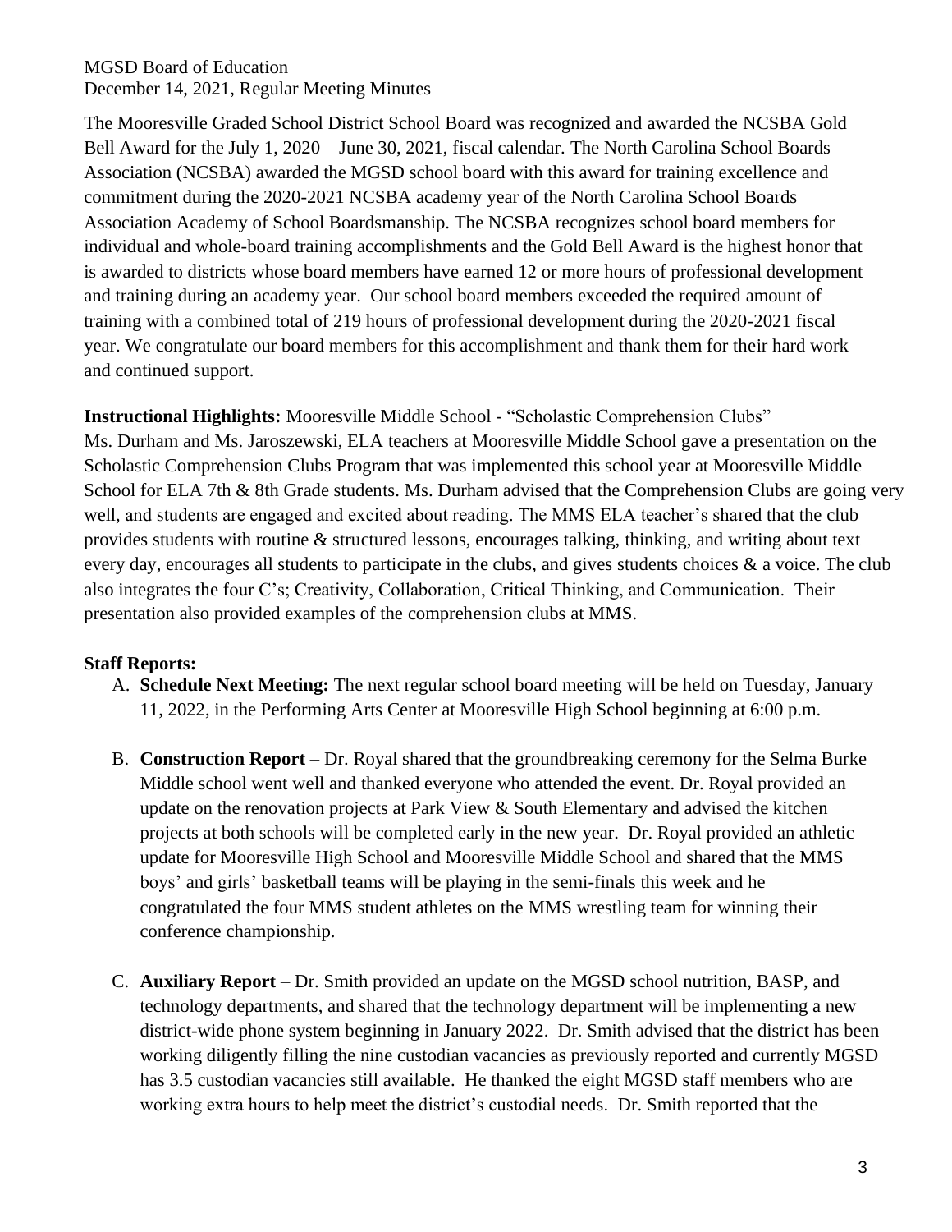The Mooresville Graded School District School Board was recognized and awarded the NCSBA Gold Bell Award for the July 1, 2020 – June 30, 2021, fiscal calendar. The North Carolina School Boards Association (NCSBA) awarded the MGSD school board with this award for training excellence and commitment during the 2020-2021 NCSBA academy year of the North Carolina School Boards Association Academy of School Boardsmanship. The NCSBA recognizes school board members for individual and whole-board training accomplishments and the Gold Bell Award is the highest honor that is awarded to districts whose board members have earned 12 or more hours of professional development and training during an academy year. Our school board members exceeded the required amount of training with a combined total of 219 hours of professional development during the 2020-2021 fiscal year. We congratulate our board members for this accomplishment and thank them for their hard work and continued support.

**Instructional Highlights:** Mooresville Middle School - "Scholastic Comprehension Clubs"
Ms. Durham and Ms. Jaroszewski, ELA teachers at Mooresville Middle School gave a presentation on the Scholastic Comprehension Clubs Program that was implemented this school year at Mooresville Middle School for ELA 7th & 8th Grade students. Ms. Durham advised that the Comprehension Clubs are going very well, and students are engaged and excited about reading. The MMS ELA teacher's shared that the club provides students with routine & structured lessons, encourages talking, thinking, and writing about text every day, encourages all students to participate in the clubs, and gives students choices & a voice. The club also integrates the four C's; Creativity, Collaboration, Critical Thinking, and Communication. Their presentation also provided examples of the comprehension clubs at MMS.

**Staff Reports:**

A. **Schedule Next Meeting:** The next regular school board meeting will be held on Tuesday, January 11, 2022, in the Performing Arts Center at Mooresville High School beginning at 6:00 p.m.

B. **Construction Report** – Dr. Royal shared that the groundbreaking ceremony for the Selma Burke Middle school went well and thanked everyone who attended the event. Dr. Royal provided an update on the renovation projects at Park View & South Elementary and advised the kitchen projects at both schools will be completed early in the new year. Dr. Royal provided an athletic update for Mooresville High School and Mooresville Middle School and shared that the MMS boys' and girls' basketball teams will be playing in the semi-finals this week and he congratulated the four MMS student athletes on the MMS wrestling team for winning their conference championship.

C. **Auxiliary Report** – Dr. Smith provided an update on the MGSD school nutrition, BASP, and technology departments, and shared that the technology department will be implementing a new district-wide phone system beginning in January 2022. Dr. Smith advised that the district has been working diligently filling the nine custodian vacancies as previously reported and currently MGSD has 3.5 custodian vacancies still available. He thanked the eight MGSD staff members who are working extra hours to help meet the district's custodial needs. Dr. Smith reported that the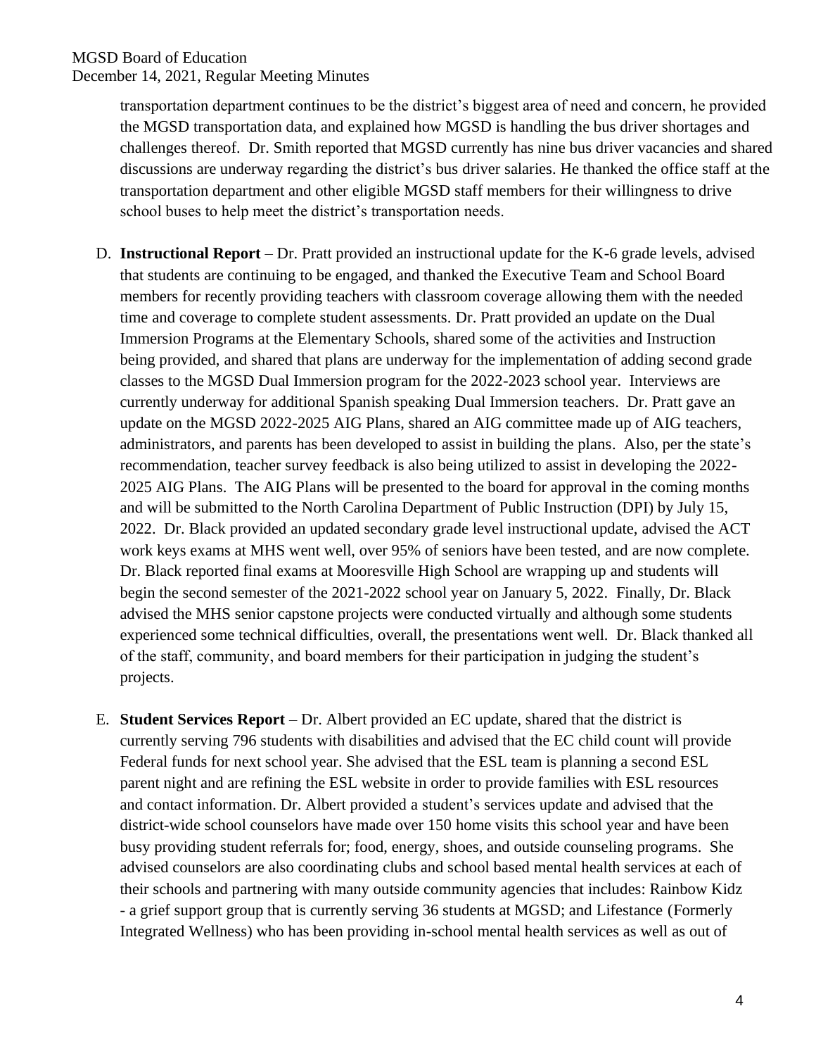transportation department continues to be the district's biggest area of need and concern, he provided the MGSD transportation data, and explained how MGSD is handling the bus driver shortages and challenges thereof. Dr. Smith reported that MGSD currently has nine bus driver vacancies and shared discussions are underway regarding the district's bus driver salaries. He thanked the office staff at the transportation department and other eligible MGSD staff members for their willingness to drive school buses to help meet the district's transportation needs.

D. **Instructional Report** – Dr. Pratt provided an instructional update for the K-6 grade levels, advised that students are continuing to be engaged, and thanked the Executive Team and School Board members for recently providing teachers with classroom coverage allowing them with the needed time and coverage to complete student assessments. Dr. Pratt provided an update on the Dual Immersion Programs at the Elementary Schools, shared some of the activities and Instruction being provided, and shared that plans are underway for the implementation of adding second grade classes to the MGSD Dual Immersion program for the 2022-2023 school year. Interviews are currently underway for additional Spanish speaking Dual Immersion teachers. Dr. Pratt gave an update on the MGSD 2022-2025 AIG Plans, shared an AIG committee made up of AIG teachers, administrators, and parents has been developed to assist in building the plans. Also, per the state's recommendation, teacher survey feedback is also being utilized to assist in developing the 2022-2025 AIG Plans. The AIG Plans will be presented to the board for approval in the coming months and will be submitted to the North Carolina Department of Public Instruction (DPI) by July 15, 2022. Dr. Black provided an updated secondary grade level instructional update, advised the ACT work keys exams at MHS went well, over 95% of seniors have been tested, and are now complete. Dr. Black reported final exams at Mooresville High School are wrapping up and students will begin the second semester of the 2021-2022 school year on January 5, 2022. Finally, Dr. Black advised the MHS senior capstone projects were conducted virtually and although some students experienced some technical difficulties, overall, the presentations went well. Dr. Black thanked all of the staff, community, and board members for their participation in judging the student's projects.

E. **Student Services Report** – Dr. Albert provided an EC update, shared that the district is currently serving 796 students with disabilities and advised that the EC child count will provide Federal funds for next school year. She advised that the ESL team is planning a second ESL parent night and are refining the ESL website in order to provide families with ESL resources and contact information. Dr. Albert provided a student's services update and advised that the district-wide school counselors have made over 150 home visits this school year and have been busy providing student referrals for; food, energy, shoes, and outside counseling programs. She advised counselors are also coordinating clubs and school based mental health services at each of their schools and partnering with many outside community agencies that includes: Rainbow Kidz - a grief support group that is currently serving 36 students at MGSD; and Lifestance (Formerly Integrated Wellness) who has been providing in-school mental health services as well as out of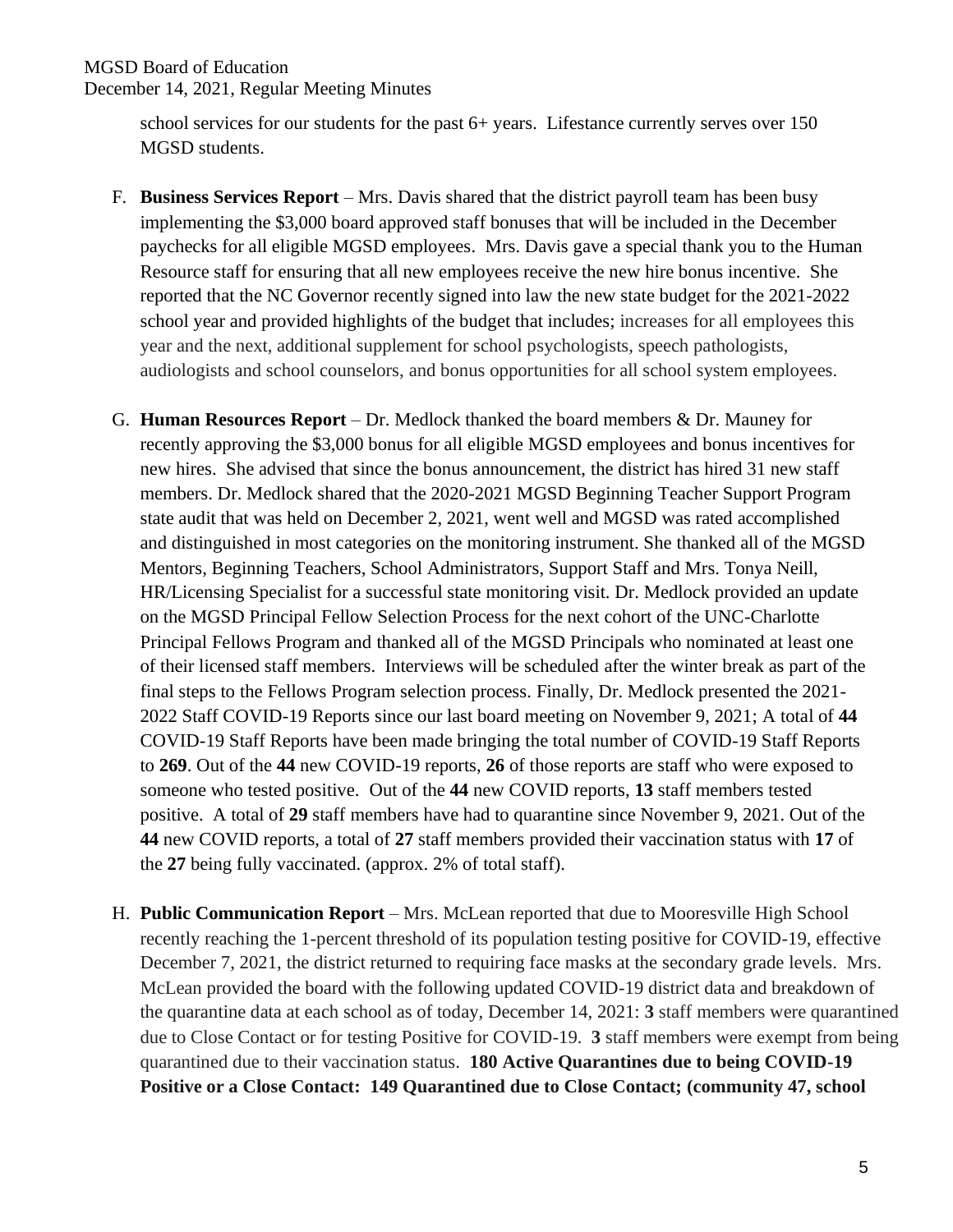school services for our students for the past 6+ years. Lifestance currently serves over 150 MGSD students.

F. **Business Services Report** – Mrs. Davis shared that the district payroll team has been busy implementing the $3,000 board approved staff bonuses that will be included in the December paychecks for all eligible MGSD employees. Mrs. Davis gave a special thank you to the Human Resource staff for ensuring that all new employees receive the new hire bonus incentive. She reported that the NC Governor recently signed into law the new state budget for the 2021-2022 school year and provided highlights of the budget that includes; increases for all employees this year and the next, additional supplement for school psychologists, speech pathologists, audiologists and school counselors, and bonus opportunities for all school system employees.

G. **Human Resources Report** – Dr. Medlock thanked the board members & Dr. Mauney for recently approving the $3,000 bonus for all eligible MGSD employees and bonus incentives for new hires. She advised that since the bonus announcement, the district has hired 31 new staff members. Dr. Medlock shared that the 2020-2021 MGSD Beginning Teacher Support Program state audit that was held on December 2, 2021, went well and MGSD was rated accomplished and distinguished in most categories on the monitoring instrument. She thanked all of the MGSD Mentors, Beginning Teachers, School Administrators, Support Staff and Mrs. Tonya Neill, HR/Licensing Specialist for a successful state monitoring visit. Dr. Medlock provided an update on the MGSD Principal Fellow Selection Process for the next cohort of the UNC-Charlotte Principal Fellows Program and thanked all of the MGSD Principals who nominated at least one of their licensed staff members. Interviews will be scheduled after the winter break as part of the final steps to the Fellows Program selection process. Finally, Dr. Medlock presented the 2021-2022 Staff COVID-19 Reports since our last board meeting on November 9, 2021; A total of **44** COVID-19 Staff Reports have been made bringing the total number of COVID-19 Staff Reports to **269**. Out of the **44** new COVID-19 reports, **26** of those reports are staff who were exposed to someone who tested positive. Out of the **44** new COVID reports, **13** staff members tested positive. A total of **29** staff members have had to quarantine since November 9, 2021. Out of the **44** new COVID reports, a total of **27** staff members provided their vaccination status with **17** of the **27** being fully vaccinated. (approx. 2% of total staff).

H. **Public Communication Report** – Mrs. McLean reported that due to Mooresville High School recently reaching the 1-percent threshold of its population testing positive for COVID-19, effective December 7, 2021, the district returned to requiring face masks at the secondary grade levels. Mrs. McLean provided the board with the following updated COVID-19 district data and breakdown of the quarantine data at each school as of today, December 14, 2021: **3** staff members were quarantined due to Close Contact or for testing Positive for COVID-19. **3** staff members were exempt from being quarantined due to their vaccination status. **180 Active Quarantines due to being COVID-19 Positive or a Close Contact: 149 Quarantined due to Close Contact; (community 47, school**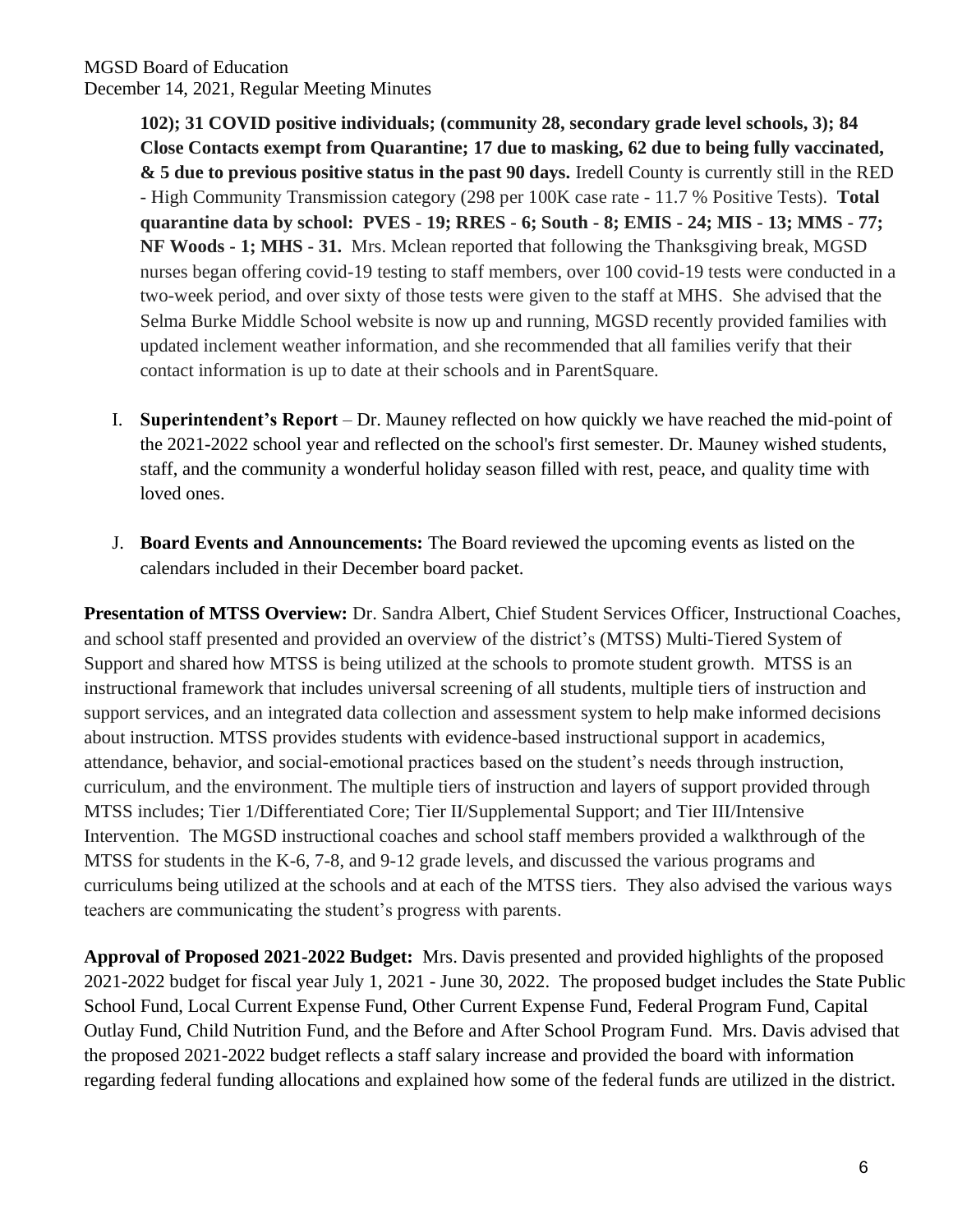**102); 31 COVID positive individuals; (community 28, secondary grade level schools, 3); 84 Close Contacts exempt from Quarantine; 17 due to masking, 62 due to being fully vaccinated, & 5 due to previous positive status in the past 90 days.** Iredell County is currently still in the RED - High Community Transmission category (298 per 100K case rate - 11.7 % Positive Tests). **Total quarantine data by school: PVES - 19; RRES - 6; South - 8; EMIS - 24; MIS - 13; MMS - 77; NF Woods - 1; MHS - 31.** Mrs. Mclean reported that following the Thanksgiving break, MGSD nurses began offering covid-19 testing to staff members, over 100 covid-19 tests were conducted in a two-week period, and over sixty of those tests were given to the staff at MHS. She advised that the Selma Burke Middle School website is now up and running, MGSD recently provided families with updated inclement weather information, and she recommended that all families verify that their contact information is up to date at their schools and in ParentSquare.

I. **Superintendent's Report** – Dr. Mauney reflected on how quickly we have reached the mid-point of the 2021-2022 school year and reflected on the school's first semester. Dr. Mauney wished students, staff, and the community a wonderful holiday season filled with rest, peace, and quality time with loved ones.

J. **Board Events and Announcements:** The Board reviewed the upcoming events as listed on the calendars included in their December board packet.

**Presentation of MTSS Overview:** Dr. Sandra Albert, Chief Student Services Officer, Instructional Coaches, and school staff presented and provided an overview of the district's (MTSS) Multi-Tiered System of Support and shared how MTSS is being utilized at the schools to promote student growth. MTSS is an instructional framework that includes universal screening of all students, multiple tiers of instruction and support services, and an integrated data collection and assessment system to help make informed decisions about instruction. MTSS provides students with evidence-based instructional support in academics, attendance, behavior, and social-emotional practices based on the student's needs through instruction, curriculum, and the environment. The multiple tiers of instruction and layers of support provided through MTSS includes; Tier 1/Differentiated Core; Tier II/Supplemental Support; and Tier III/Intensive Intervention. The MGSD instructional coaches and school staff members provided a walkthrough of the MTSS for students in the K-6, 7-8, and 9-12 grade levels, and discussed the various programs and curriculums being utilized at the schools and at each of the MTSS tiers. They also advised the various ways teachers are communicating the student's progress with parents.

**Approval of Proposed 2021-2022 Budget:** Mrs. Davis presented and provided highlights of the proposed 2021-2022 budget for fiscal year July 1, 2021 - June 30, 2022. The proposed budget includes the State Public School Fund, Local Current Expense Fund, Other Current Expense Fund, Federal Program Fund, Capital Outlay Fund, Child Nutrition Fund, and the Before and After School Program Fund. Mrs. Davis advised that the proposed 2021-2022 budget reflects a staff salary increase and provided the board with information regarding federal funding allocations and explained how some of the federal funds are utilized in the district.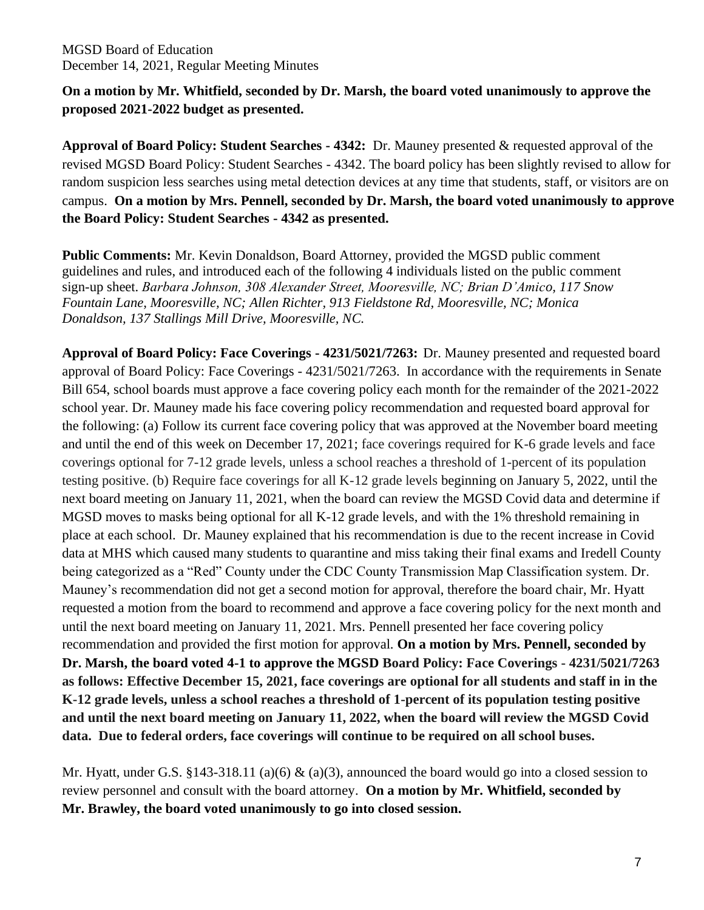**On a motion by Mr. Whitfield, seconded by Dr. Marsh, the board voted unanimously to approve the proposed 2021-2022 budget as presented.**

**Approval of Board Policy: Student Searches - 4342:** Dr. Mauney presented & requested approval of the revised MGSD Board Policy: Student Searches - 4342. The board policy has been slightly revised to allow for random suspicion less searches using metal detection devices at any time that students, staff, or visitors are on campus. **On a motion by Mrs. Pennell, seconded by Dr. Marsh, the board voted unanimously to approve the Board Policy: Student Searches - 4342 as presented.**

**Public Comments:** Mr. Kevin Donaldson, Board Attorney, provided the MGSD public comment guidelines and rules, and introduced each of the following 4 individuals listed on the public comment sign-up sheet. *Barbara Johnson, 308 Alexander Street, Mooresville, NC; Brian D'Amico, 117 Snow Fountain Lane, Mooresville, NC; Allen Richter, 913 Fieldstone Rd, Mooresville, NC; Monica Donaldson, 137 Stallings Mill Drive, Mooresville, NC.*

**Approval of Board Policy: Face Coverings - 4231/5021/7263:** Dr. Mauney presented and requested board approval of Board Policy: Face Coverings - 4231/5021/7263. In accordance with the requirements in Senate Bill 654, school boards must approve a face covering policy each month for the remainder of the 2021-2022 school year. Dr. Mauney made his face covering policy recommendation and requested board approval for the following: (a) Follow its current face covering policy that was approved at the November board meeting and until the end of this week on December 17, 2021; face coverings required for K-6 grade levels and face coverings optional for 7-12 grade levels, unless a school reaches a threshold of 1-percent of its population testing positive. (b) Require face coverings for all K-12 grade levels beginning on January 5, 2022, until the next board meeting on January 11, 2021, when the board can review the MGSD Covid data and determine if MGSD moves to masks being optional for all K-12 grade levels, and with the 1% threshold remaining in place at each school. Dr. Mauney explained that his recommendation is due to the recent increase in Covid data at MHS which caused many students to quarantine and miss taking their final exams and Iredell County being categorized as a "Red" County under the CDC County Transmission Map Classification system. Dr. Mauney's recommendation did not get a second motion for approval, therefore the board chair, Mr. Hyatt requested a motion from the board to recommend and approve a face covering policy for the next month and until the next board meeting on January 11, 2021. Mrs. Pennell presented her face covering policy recommendation and provided the first motion for approval. **On a motion by Mrs. Pennell, seconded by Dr. Marsh, the board voted 4-1 to approve the MGSD Board Policy: Face Coverings - 4231/5021/7263 as follows: Effective December 15, 2021, face coverings are optional for all students and staff in in the K-12 grade levels, unless a school reaches a threshold of 1-percent of its population testing positive and until the next board meeting on January 11, 2022, when the board will review the MGSD Covid data. Due to federal orders, face coverings will continue to be required on all school buses.**

Mr. Hyatt, under G.S. §143-318.11 (a)(6) & (a)(3), announced the board would go into a closed session to review personnel and consult with the board attorney. **On a motion by Mr. Whitfield, seconded by Mr. Brawley, the board voted unanimously to go into closed session.**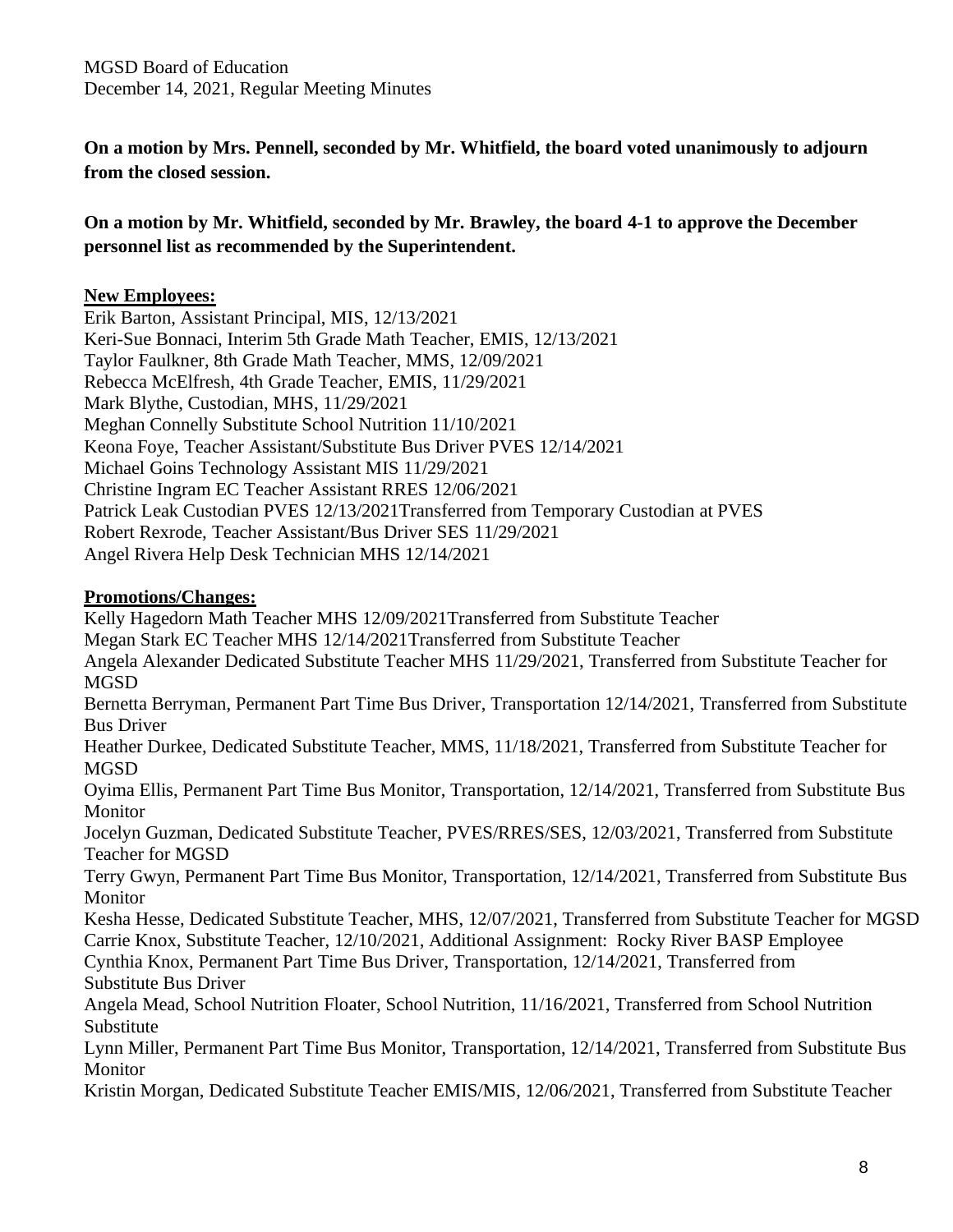**On a motion by Mrs. Pennell, seconded by Mr. Whitfield, the board voted unanimously to adjourn from the closed session.**

**On a motion by Mr. Whitfield, seconded by Mr. Brawley, the board 4-1 to approve the December personnel list as recommended by the Superintendent.**

**New Employees:**

Erik Barton, Assistant Principal, MIS, 12/13/2021
Keri-Sue Bonnaci, Interim 5th Grade Math Teacher, EMIS, 12/13/2021
Taylor Faulkner, 8th Grade Math Teacher, MMS, 12/09/2021
Rebecca McElfresh, 4th Grade Teacher, EMIS, 11/29/2021
Mark Blythe, Custodian, MHS, 11/29/2021
Meghan Connelly Substitute School Nutrition 11/10/2021
Keona Foye, Teacher Assistant/Substitute Bus Driver PVES 12/14/2021
Michael Goins Technology Assistant MIS 11/29/2021
Christine Ingram EC Teacher Assistant RRES 12/06/2021
Patrick Leak Custodian PVES 12/13/2021Transferred from Temporary Custodian at PVES
Robert Rexrode, Teacher Assistant/Bus Driver SES 11/29/2021
Angel Rivera Help Desk Technician MHS 12/14/2021

**Promotions/Changes:**

Kelly Hagedorn Math Teacher MHS 12/09/2021Transferred from Substitute Teacher
Megan Stark EC Teacher MHS 12/14/2021Transferred from Substitute Teacher
Angela Alexander Dedicated Substitute Teacher MHS 11/29/2021, Transferred from Substitute Teacher for MGSD
Bernetta Berryman, Permanent Part Time Bus Driver, Transportation 12/14/2021, Transferred from Substitute Bus Driver
Heather Durkee, Dedicated Substitute Teacher, MMS, 11/18/2021, Transferred from Substitute Teacher for MGSD
Oyima Ellis, Permanent Part Time Bus Monitor, Transportation, 12/14/2021, Transferred from Substitute Bus Monitor
Jocelyn Guzman, Dedicated Substitute Teacher, PVES/RRES/SES, 12/03/2021, Transferred from Substitute Teacher for MGSD
Terry Gwyn, Permanent Part Time Bus Monitor, Transportation, 12/14/2021, Transferred from Substitute Bus Monitor
Kesha Hesse, Dedicated Substitute Teacher, MHS, 12/07/2021, Transferred from Substitute Teacher for MGSD
Carrie Knox, Substitute Teacher, 12/10/2021, Additional Assignment: Rocky River BASP Employee
Cynthia Knox, Permanent Part Time Bus Driver, Transportation, 12/14/2021, Transferred from Substitute Bus Driver
Angela Mead, School Nutrition Floater, School Nutrition, 11/16/2021, Transferred from School Nutrition Substitute
Lynn Miller, Permanent Part Time Bus Monitor, Transportation, 12/14/2021, Transferred from Substitute Bus Monitor
Kristin Morgan, Dedicated Substitute Teacher EMIS/MIS, 12/06/2021, Transferred from Substitute Teacher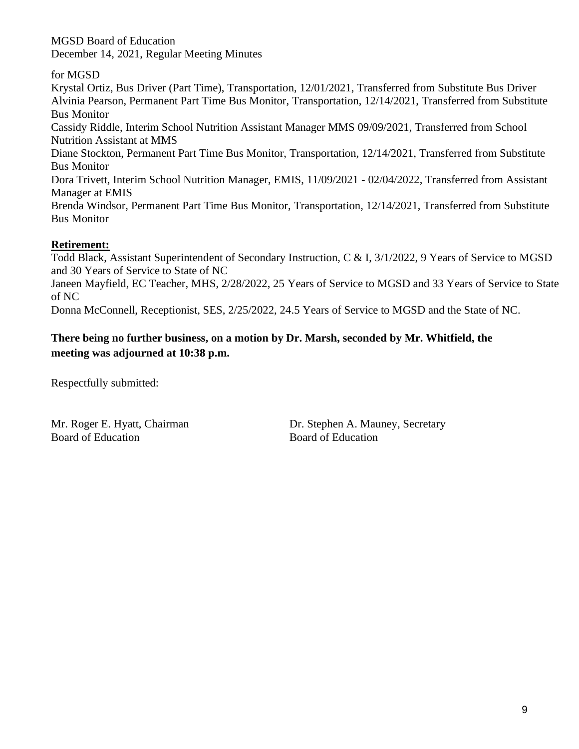for MGSD

Krystal Ortiz, Bus Driver (Part Time), Transportation, 12/01/2021, Transferred from Substitute Bus Driver
Alvinia Pearson, Permanent Part Time Bus Monitor, Transportation, 12/14/2021, Transferred from Substitute Bus Monitor
Cassidy Riddle, Interim School Nutrition Assistant Manager MMS 09/09/2021, Transferred from School Nutrition Assistant at MMS
Diane Stockton, Permanent Part Time Bus Monitor, Transportation, 12/14/2021, Transferred from Substitute Bus Monitor
Dora Trivett, Interim School Nutrition Manager, EMIS, 11/09/2021 - 02/04/2022, Transferred from Assistant Manager at EMIS
Brenda Windsor, Permanent Part Time Bus Monitor, Transportation, 12/14/2021, Transferred from Substitute Bus Monitor

**Retirement:**

Todd Black, Assistant Superintendent of Secondary Instruction, C & I, 3/1/2022, 9 Years of Service to MGSD and 30 Years of Service to State of NC
Janeen Mayfield, EC Teacher, MHS, 2/28/2022, 25 Years of Service to MGSD and 33 Years of Service to State of NC
Donna McConnell, Receptionist, SES, 2/25/2022, 24.5 Years of Service to MGSD and the State of NC.

**There being no further business, on a motion by Dr. Marsh, seconded by Mr. Whitfield, the meeting was adjourned at 10:38 p.m.**

Respectfully submitted:

Mr. Roger E. Hyatt, Chairman
Board of Education

Dr. Stephen A. Mauney, Secretary
Board of Education